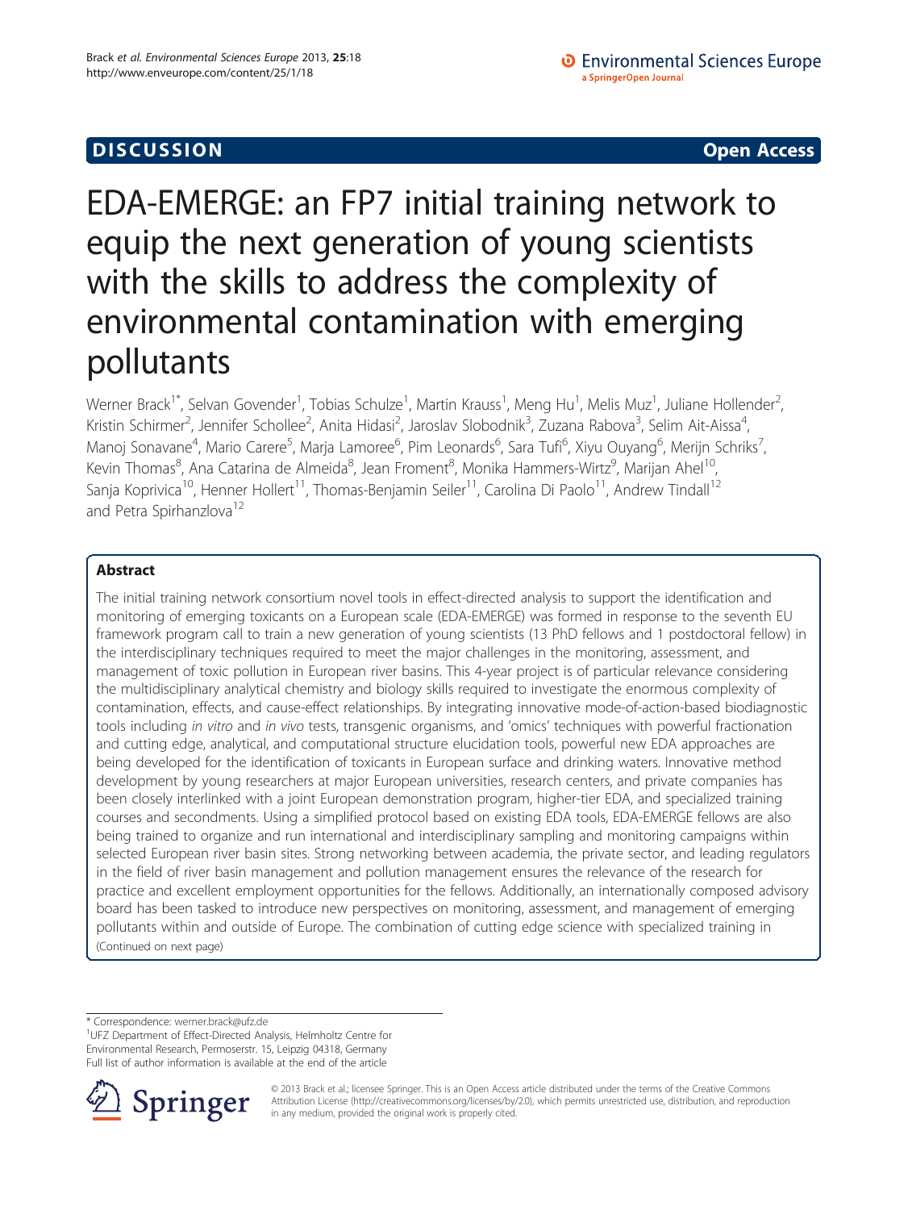DISCUSSION Open Access

# EDA-EMERGE: an FP7 initial training network to equip the next generation of young scientists with the skills to address the complexity of environmental contamination with emerging pollutants

Werner Brack[1*], Selvan Govender[1], Tobias Schulze[1], Martin Krauss[1], Meng Hu[1], Melis Muz[1], Juliane Hollender[2], Kristin Schirmer[2], Jennifer Schollee[2], Anita Hidasi[2], Jaroslav Slobodnik[3], Zuzana Rabova[3], Selim Ait-Aissa[4], Manoj Sonavane[4], Mario Carere[5], Marja Lamoree[6], Pim Leonards[6], Sara Tufi[6], Xiyu Ouyang[6], Merijn Schriks[7], Kevin Thomas[8], Ana Catarina de Almeida[8], Jean Froment[8], Monika Hammers-Wirtz[9], Marijan Ahel[10], Sanja Koprivica[10], Henner Hollert[11], Thomas-Benjamin Seiler[11], Carolina Di Paolo[11], Andrew Tindall[12] and Petra Spirhanzlova[12]

## Abstract

The initial training network consortium novel tools in effect-directed analysis to support the identification and monitoring of emerging toxicants on a European scale (EDA-EMERGE) was formed in response to the seventh EU framework program call to train a new generation of young scientists (13 PhD fellows and 1 postdoctoral fellow) in the interdisciplinary techniques required to meet the major challenges in the monitoring, assessment, and management of toxic pollution in European river basins. This 4-year project is of particular relevance considering the multidisciplinary analytical chemistry and biology skills required to investigate the enormous complexity of contamination, effects, and cause-effect relationships. By integrating innovative mode-of-action-based biodiagnostic tools including *in vitro* and *in vivo* tests, transgenic organisms, and 'omics' techniques with powerful fractionation and cutting edge, analytical, and computational structure elucidation tools, powerful new EDA approaches are being developed for the identification of toxicants in European surface and drinking waters. Innovative method development by young researchers at major European universities, research centers, and private companies has been closely interlinked with a joint European demonstration program, higher-tier EDA, and specialized training courses and secondments. Using a simplified protocol based on existing EDA tools, EDA-EMERGE fellows are also being trained to organize and run international and interdisciplinary sampling and monitoring campaigns within selected European river basin sites. Strong networking between academia, the private sector, and leading regulators in the field of river basin management and pollution management ensures the relevance of the research for practice and excellent employment opportunities for the fellows. Additionally, an internationally composed advisory board has been tasked to introduce new perspectives on monitoring, assessment, and management of emerging pollutants within and outside of Europe. The combination of cutting edge science with specialized training in

(Continued on next page)

* Correspondence: werner.brack@ufz.de
[1]UFZ Department of Effect-Directed Analysis, Helmholtz Centre for Environmental Research, Permoserstr. 15, Leipzig 04318, Germany
Full list of author information is available at the end of the article

© 2013 Brack et al.; licensee Springer. This is an Open Access article distributed under the terms of the Creative Commons Attribution License (http://creativecommons.org/licenses/by/2.0), which permits unrestricted use, distribution, and reproduction in any medium, provided the original work is properly cited.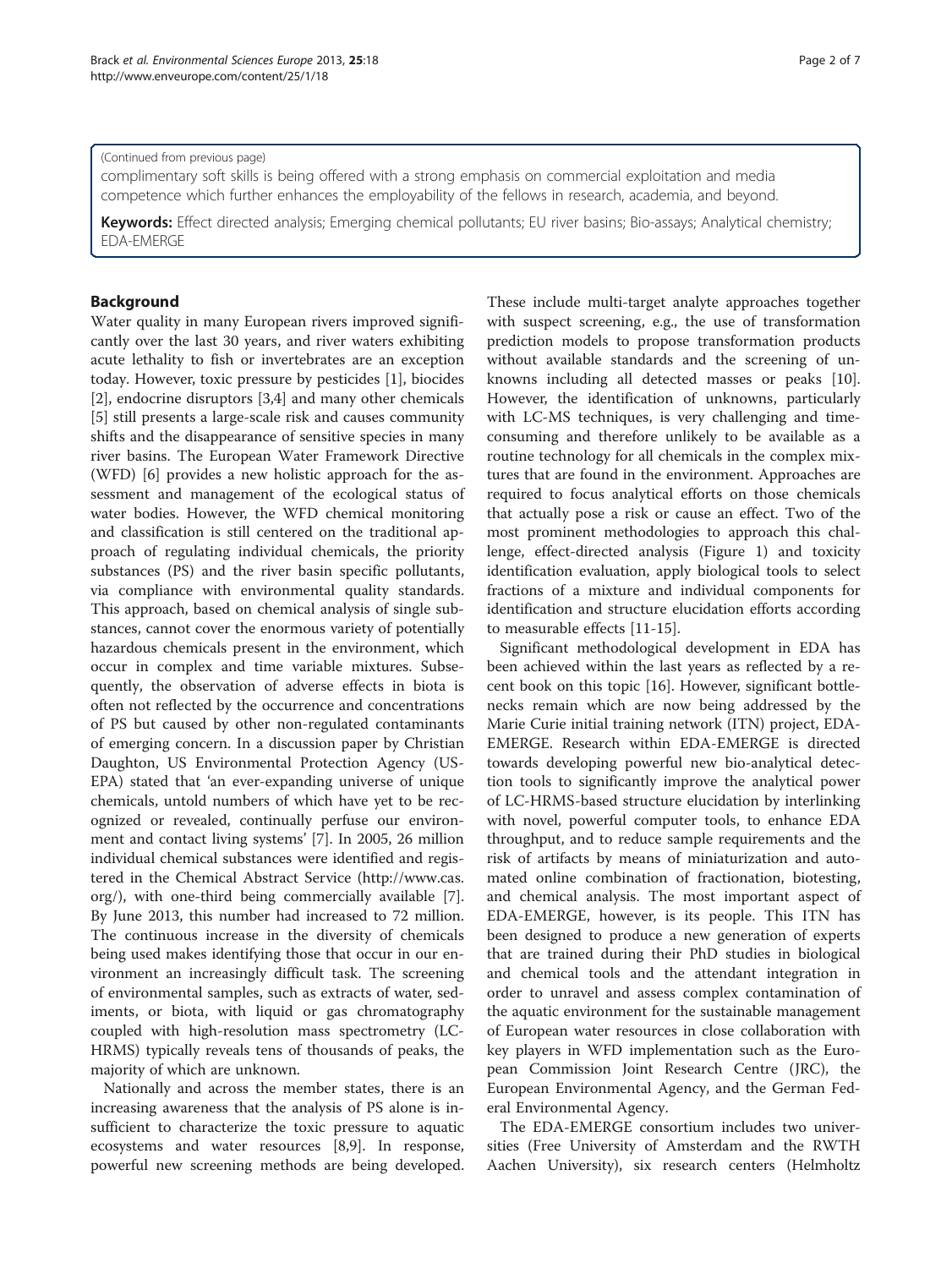(Continued from previous page)

complimentary soft skills is being offered with a strong emphasis on commercial exploitation and media competence which further enhances the employability of the fellows in research, academia, and beyond.

**Keywords:** Effect directed analysis; Emerging chemical pollutants; EU river basins; Bio-assays; Analytical chemistry; EDA-EMERGE

## Background

Water quality in many European rivers improved significantly over the last 30 years, and river waters exhibiting acute lethality to fish or invertebrates are an exception today. However, toxic pressure by pesticides [1], biocides [2], endocrine disruptors [3,4] and many other chemicals [5] still presents a large-scale risk and causes community shifts and the disappearance of sensitive species in many river basins. The European Water Framework Directive (WFD) [6] provides a new holistic approach for the assessment and management of the ecological status of water bodies. However, the WFD chemical monitoring and classification is still centered on the traditional approach of regulating individual chemicals, the priority substances (PS) and the river basin specific pollutants, via compliance with environmental quality standards. This approach, based on chemical analysis of single substances, cannot cover the enormous variety of potentially hazardous chemicals present in the environment, which occur in complex and time variable mixtures. Subsequently, the observation of adverse effects in biota is often not reflected by the occurrence and concentrations of PS but caused by other non-regulated contaminants of emerging concern. In a discussion paper by Christian Daughton, US Environmental Protection Agency (US-EPA) stated that 'an ever-expanding universe of unique chemicals, untold numbers of which have yet to be recognized or revealed, continually perfuse our environment and contact living systems' [7]. In 2005, 26 million individual chemical substances were identified and registered in the Chemical Abstract Service (http://www.cas.org/), with one-third being commercially available [7]. By June 2013, this number had increased to 72 million. The continuous increase in the diversity of chemicals being used makes identifying those that occur in our environment an increasingly difficult task. The screening of environmental samples, such as extracts of water, sediments, or biota, with liquid or gas chromatography coupled with high-resolution mass spectrometry (LC-HRMS) typically reveals tens of thousands of peaks, the majority of which are unknown.

Nationally and across the member states, there is an increasing awareness that the analysis of PS alone is insufficient to characterize the toxic pressure to aquatic ecosystems and water resources [8,9]. In response, powerful new screening methods are being developed. These include multi-target analyte approaches together with suspect screening, e.g., the use of transformation prediction models to propose transformation products without available standards and the screening of unknowns including all detected masses or peaks [10]. However, the identification of unknowns, particularly with LC-MS techniques, is very challenging and time-consuming and therefore unlikely to be available as a routine technology for all chemicals in the complex mixtures that are found in the environment. Approaches are required to focus analytical efforts on those chemicals that actually pose a risk or cause an effect. Two of the most prominent methodologies to approach this challenge, effect-directed analysis (Figure 1) and toxicity identification evaluation, apply biological tools to select fractions of a mixture and individual components for identification and structure elucidation efforts according to measurable effects [11-15].

Significant methodological development in EDA has been achieved within the last years as reflected by a recent book on this topic [16]. However, significant bottlenecks remain which are now being addressed by the Marie Curie initial training network (ITN) project, EDA-EMERGE. Research within EDA-EMERGE is directed towards developing powerful new bio-analytical detection tools to significantly improve the analytical power of LC-HRMS-based structure elucidation by interlinking with novel, powerful computer tools, to enhance EDA throughput, and to reduce sample requirements and the risk of artifacts by means of miniaturization and automated online combination of fractionation, biotesting, and chemical analysis. The most important aspect of EDA-EMERGE, however, is its people. This ITN has been designed to produce a new generation of experts that are trained during their PhD studies in biological and chemical tools and the attendant integration in order to unravel and assess complex contamination of the aquatic environment for the sustainable management of European water resources in close collaboration with key players in WFD implementation such as the European Commission Joint Research Centre (JRC), the European Environmental Agency, and the German Federal Environmental Agency.

The EDA-EMERGE consortium includes two universities (Free University of Amsterdam and the RWTH Aachen University), six research centers (Helmholtz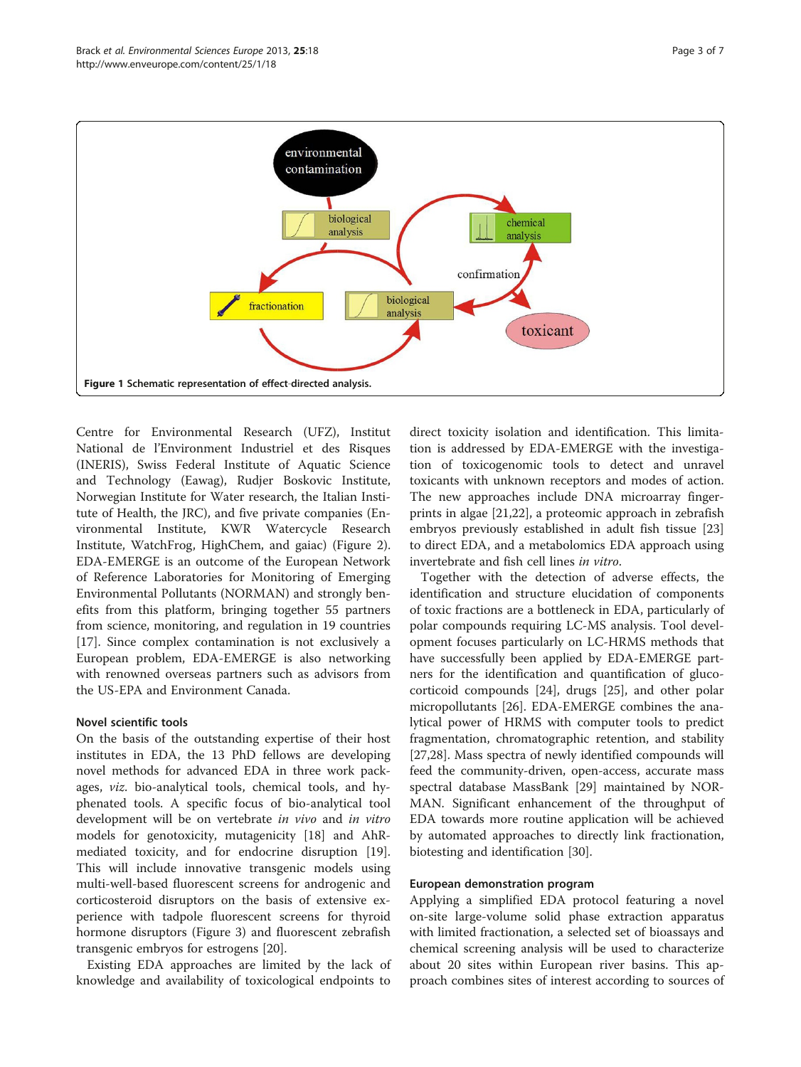Figure 1 Schematic representation of effect-directed analysis.

Centre for Environmental Research (UFZ), Institut National de l'Environment Industriel et des Risques (INERIS), Swiss Federal Institute of Aquatic Science and Technology (Eawag), Rudjer Boskovic Institute, Norwegian Institute for Water research, the Italian Institute of Health, the JRC), and five private companies (Environmental Institute, KWR Watercycle Research Institute, WatchFrog, HighChem, and gaiac) (Figure 2). EDA-EMERGE is an outcome of the European Network of Reference Laboratories for Monitoring of Emerging Environmental Pollutants (NORMAN) and strongly benefits from this platform, bringing together 55 partners from science, monitoring, and regulation in 19 countries [17]. Since complex contamination is not exclusively a European problem, EDA-EMERGE is also networking with renowned overseas partners such as advisors from the US-EPA and Environment Canada.

## Novel scientific tools

On the basis of the outstanding expertise of their host institutes in EDA, the 13 PhD fellows are developing novel methods for advanced EDA in three work packages, *viz.* bio-analytical tools, chemical tools, and hyphenated tools. A specific focus of bio-analytical tool development will be on vertebrate *in vivo* and *in vitro* models for genotoxicity, mutagenicity [18] and AhR-mediated toxicity, and for endocrine disruption [19]. This will include innovative transgenic models using multi-well-based fluorescent screens for androgenic and corticosteroid disruptors on the basis of extensive experience with tadpole fluorescent screens for thyroid hormone disruptors (Figure 3) and fluorescent zebrafish transgenic embryos for estrogens [20].

Existing EDA approaches are limited by the lack of knowledge and availability of toxicological endpoints to direct toxicity isolation and identification. This limitation is addressed by EDA-EMERGE with the investigation of toxicogenomic tools to detect and unravel toxicants with unknown receptors and modes of action. The new approaches include DNA microarray fingerprints in algae [21,22], a proteomic approach in zebrafish embryos previously established in adult fish tissue [23] to direct EDA, and a metabolomics EDA approach using invertebrate and fish cell lines *in vitro*.

Together with the detection of adverse effects, the identification and structure elucidation of components of toxic fractions are a bottleneck in EDA, particularly of polar compounds requiring LC-MS analysis. Tool development focuses particularly on LC-HRMS methods that have successfully been applied by EDA-EMERGE partners for the identification and quantification of glucocorticoid compounds [24], drugs [25], and other polar micropollutants [26]. EDA-EMERGE combines the analytical power of HRMS with computer tools to predict fragmentation, chromatographic retention, and stability [27,28]. Mass spectra of newly identified compounds will feed the community-driven, open-access, accurate mass spectral database MassBank [29] maintained by NORMAN. Significant enhancement of the throughput of EDA towards more routine application will be achieved by automated approaches to directly link fractionation, biotesting and identification [30].

## European demonstration program

Applying a simplified EDA protocol featuring a novel on-site large-volume solid phase extraction apparatus with limited fractionation, a selected set of bioassays and chemical screening analysis will be used to characterize about 20 sites within European river basins. This approach combines sites of interest according to sources of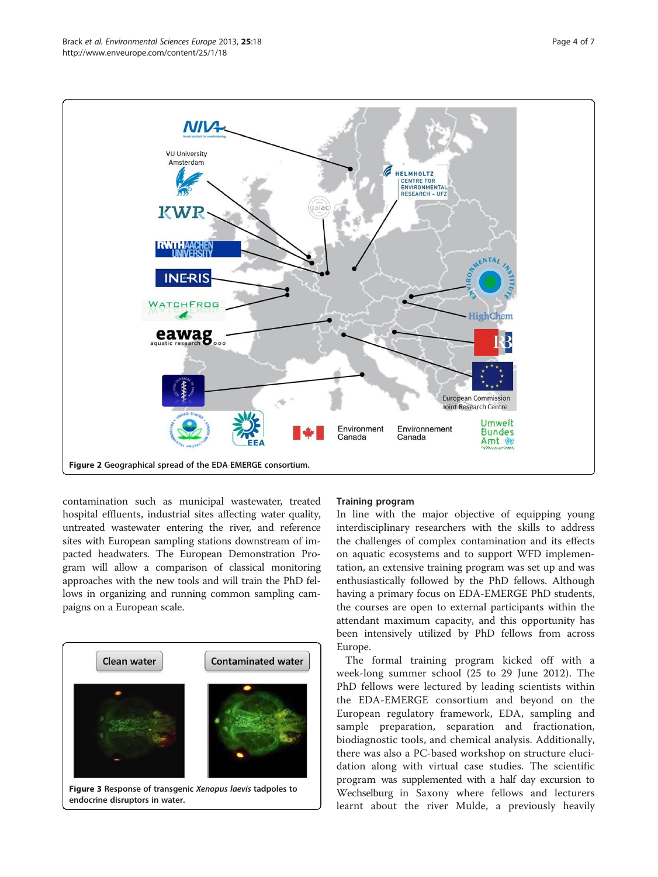Figure 2 Geographical spread of the EDA-EMERGE consortium.

contamination such as municipal wastewater, treated hospital effluents, industrial sites affecting water quality, untreated wastewater entering the river, and reference sites with European sampling stations downstream of impacted headwaters. The European Demonstration Program will allow a comparison of classical monitoring approaches with the new tools and will train the PhD fellows in organizing and running common sampling campaigns on a European scale.

Figure 3 Response of transgenic *Xenopus laevis* tadpoles to endocrine disruptors in water.

### Training program

In line with the major objective of equipping young interdisciplinary researchers with the skills to address the challenges of complex contamination and its effects on aquatic ecosystems and to support WFD implementation, an extensive training program was set up and was enthusiastically followed by the PhD fellows. Although having a primary focus on EDA-EMERGE PhD students, the courses are open to external participants within the attendant maximum capacity, and this opportunity has been intensively utilized by PhD fellows from across Europe.

The formal training program kicked off with a week-long summer school (25 to 29 June 2012). The PhD fellows were lectured by leading scientists within the EDA-EMERGE consortium and beyond on the European regulatory framework, EDA, sampling and sample preparation, separation and fractionation, biodiagnostic tools, and chemical analysis. Additionally, there was also a PC-based workshop on structure elucidation along with virtual case studies. The scientific program was supplemented with a half day excursion to Wechselburg in Saxony where fellows and lecturers learnt about the river Mulde, a previously heavily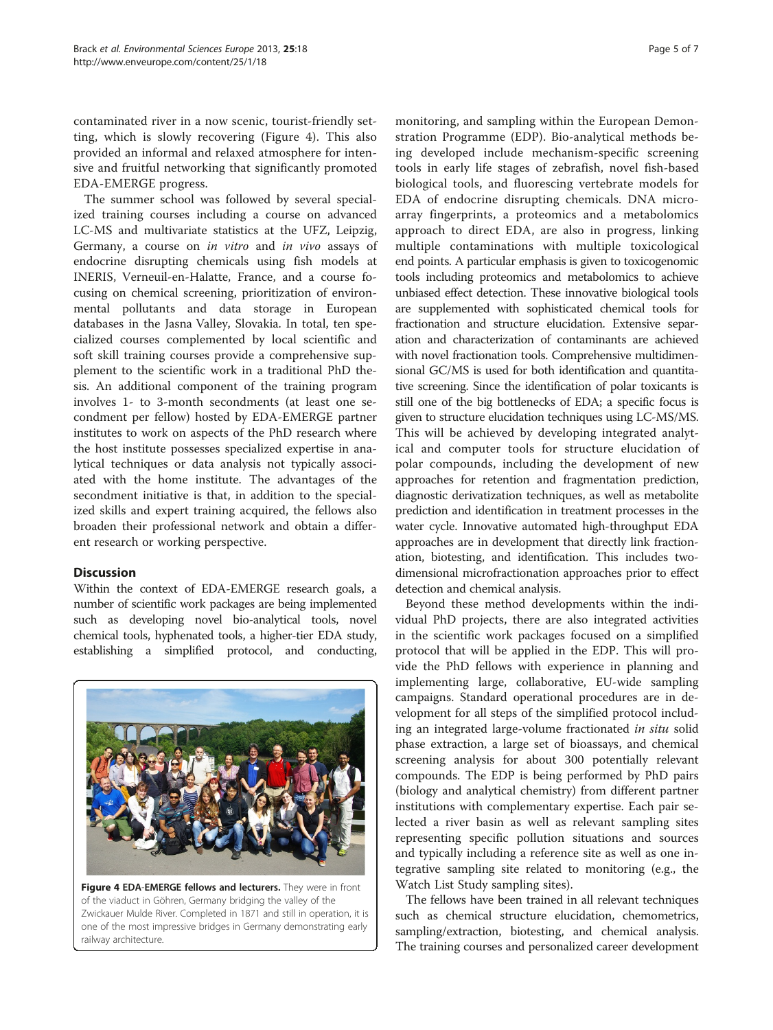contaminated river in a now scenic, tourist-friendly setting, which is slowly recovering (Figure 4). This also provided an informal and relaxed atmosphere for intensive and fruitful networking that significantly promoted EDA-EMERGE progress.

The summer school was followed by several specialized training courses including a course on advanced LC-MS and multivariate statistics at the UFZ, Leipzig, Germany, a course on *in vitro* and *in vivo* assays of endocrine disrupting chemicals using fish models at INERIS, Verneuil-en-Halatte, France, and a course focusing on chemical screening, prioritization of environmental pollutants and data storage in European databases in the Jasna Valley, Slovakia. In total, ten specialized courses complemented by local scientific and soft skill training courses provide a comprehensive supplement to the scientific work in a traditional PhD thesis. An additional component of the training program involves 1- to 3-month secondments (at least one secondment per fellow) hosted by EDA-EMERGE partner institutes to work on aspects of the PhD research where the host institute possesses specialized expertise in analytical techniques or data analysis not typically associated with the home institute. The advantages of the secondment initiative is that, in addition to the specialized skills and expert training acquired, the fellows also broaden their professional network and obtain a different research or working perspective.

## Discussion

Within the context of EDA-EMERGE research goals, a number of scientific work packages are being implemented such as developing novel bio-analytical tools, novel chemical tools, hyphenated tools, a higher-tier EDA study, establishing a simplified protocol, and conducting, monitoring, and sampling within the European Demonstration Programme (EDP). Bio-analytical methods being developed include mechanism-specific screening tools in early life stages of zebrafish, novel fish-based biological tools, and fluorescing vertebrate models for EDA of endocrine disrupting chemicals. DNA microarray fingerprints, a proteomics and a metabolomics approach to direct EDA, are also in progress, linking multiple contaminations with multiple toxicological end points. A particular emphasis is given to toxicogenomic tools including proteomics and metabolomics to achieve unbiased effect detection. These innovative biological tools are supplemented with sophisticated chemical tools for fractionation and structure elucidation. Extensive separation and characterization of contaminants are achieved with novel fractionation tools. Comprehensive multidimensional GC/MS is used for both identification and quantitative screening. Since the identification of polar toxicants is still one of the big bottlenecks of EDA; a specific focus is given to structure elucidation techniques using LC-MS/MS. This will be achieved by developing integrated analytical and computer tools for structure elucidation of polar compounds, including the development of new approaches for retention and fragmentation prediction, diagnostic derivatization techniques, as well as metabolite prediction and identification in treatment processes in the water cycle. Innovative automated high-throughput EDA approaches are in development that directly link fractionation, biotesting, and identification. This includes two-dimensional microfractionation approaches prior to effect detection and chemical analysis.

Figure 4 **EDA-EMERGE fellows and lecturers.** They were in front of the viaduct in Göhren, Germany bridging the valley of the Zwickauer Mulde River. Completed in 1871 and still in operation, it is one of the most impressive bridges in Germany demonstrating early railway architecture.

Beyond these method developments within the individual PhD projects, there are also integrated activities in the scientific work packages focused on a simplified protocol that will be applied in the EDP. This will provide the PhD fellows with experience in planning and implementing large, collaborative, EU-wide sampling campaigns. Standard operational procedures are in development for all steps of the simplified protocol including an integrated large-volume fractionated *in situ* solid phase extraction, a large set of bioassays, and chemical screening analysis for about 300 potentially relevant compounds. The EDP is being performed by PhD pairs (biology and analytical chemistry) from different partner institutions with complementary expertise. Each pair selected a river basin as well as relevant sampling sites representing specific pollution situations and sources and typically including a reference site as well as one integrative sampling site related to monitoring (e.g., the Watch List Study sampling sites).

The fellows have been trained in all relevant techniques such as chemical structure elucidation, chemometrics, sampling/extraction, biotesting, and chemical analysis. The training courses and personalized career development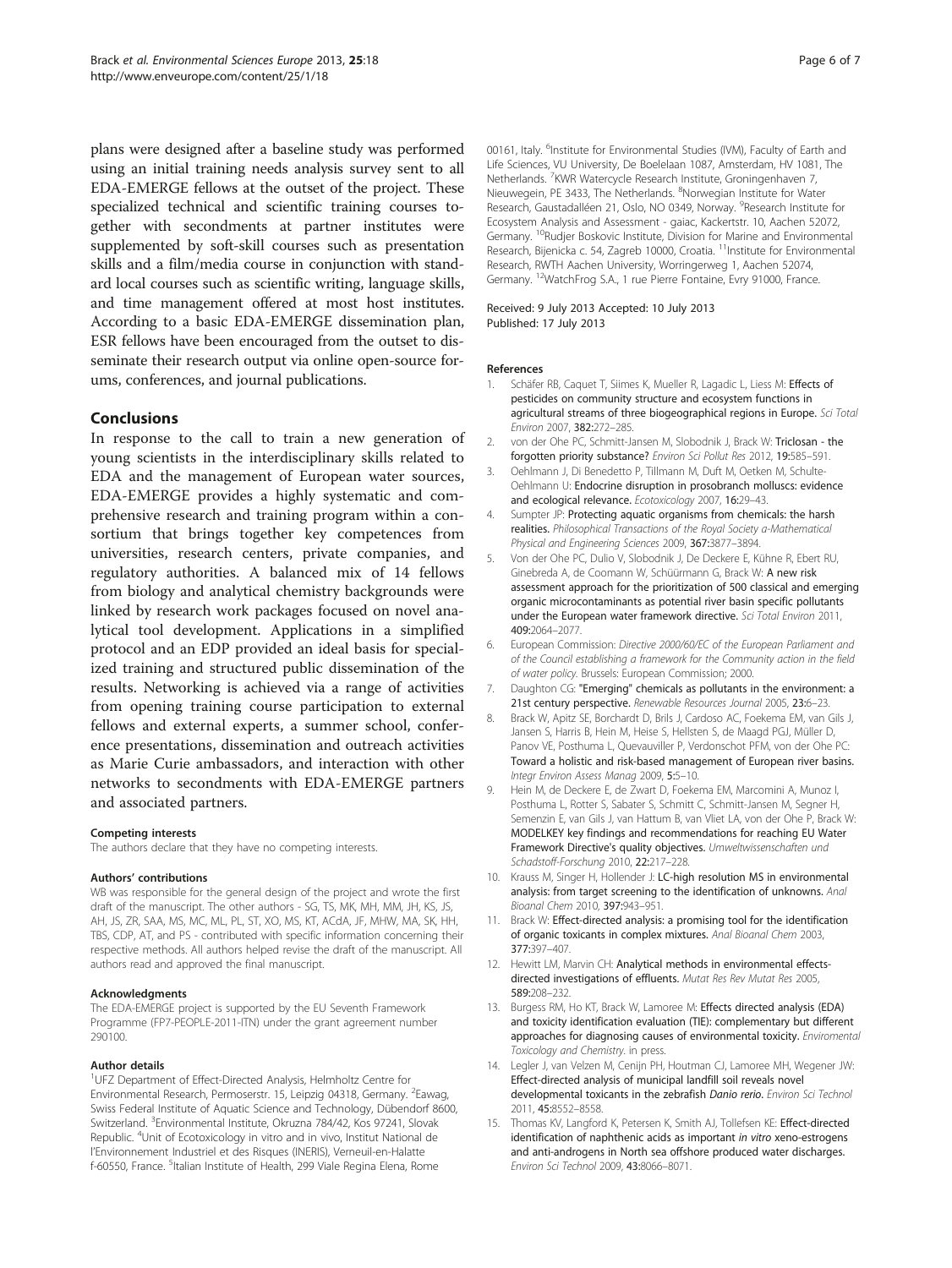plans were designed after a baseline study was performed using an initial training needs analysis survey sent to all EDA-EMERGE fellows at the outset of the project. These specialized technical and scientific training courses together with secondments at partner institutes were supplemented by soft-skill courses such as presentation skills and a film/media course in conjunction with standard local courses such as scientific writing, language skills, and time management offered at most host institutes. According to a basic EDA-EMERGE dissemination plan, ESR fellows have been encouraged from the outset to disseminate their research output via online open-source forums, conferences, and journal publications.

## Conclusions

In response to the call to train a new generation of young scientists in the interdisciplinary skills related to EDA and the management of European water sources, EDA-EMERGE provides a highly systematic and comprehensive research and training program within a consortium that brings together key competences from universities, research centers, private companies, and regulatory authorities. A balanced mix of 14 fellows from biology and analytical chemistry backgrounds were linked by research work packages focused on novel analytical tool development. Applications in a simplified protocol and an EDP provided an ideal basis for specialized training and structured public dissemination of the results. Networking is achieved via a range of activities from opening training course participation to external fellows and external experts, a summer school, conference presentations, dissemination and outreach activities as Marie Curie ambassadors, and interaction with other networks to secondments with EDA-EMERGE partners and associated partners.

#### Competing interests

The authors declare that they have no competing interests.

#### Authors' contributions

WB was responsible for the general design of the project and wrote the first draft of the manuscript. The other authors - SG, TS, MK, MH, MM, JH, KS, JS, AH, JS, ZR, SAA, MS, MC, ML, PL, ST, XO, MS, KT, ACdA, JF, MHW, MA, SK, HH, TBS, CDP, AT, and PS - contributed with specific information concerning their respective methods. All authors helped revise the draft of the manuscript. All authors read and approved the final manuscript.

#### Acknowledgments

The EDA-EMERGE project is supported by the EU Seventh Framework Programme (FP7-PEOPLE-2011-ITN) under the grant agreement number 290100.

#### Author details

[1]UFZ Department of Effect-Directed Analysis, Helmholtz Centre for Environmental Research, Permoserstr. 15, Leipzig 04318, Germany. [2]Eawag, Swiss Federal Institute of Aquatic Science and Technology, Dübendorf 8600, Switzerland. [3]Environmental Institute, Okruzna 784/42, Kos 97241, Slovak Republic. [4]Unit of Ecotoxicology in vitro and in vivo, Institut National de l'Environnement Industriel et des Risques (INERIS), Verneuil-en-Halatte f-60550, France. [5]Italian Institute of Health, 299 Viale Regina Elena, Rome 00161, Italy. [6]Institute for Environmental Studies (IVM), Faculty of Earth and Life Sciences, VU University, De Boelelaan 1087, Amsterdam, HV 1081, The Netherlands. [7]KWR Watercycle Research Institute, Groningenhaven 7, Nieuwegein, PE 3433, The Netherlands. [8]Norwegian Institute for Water Research, Gaustadalléen 21, Oslo, NO 0349, Norway. [9]Research Institute for Ecosystem Analysis and Assessment - gaiac, Kackertstr. 10, Aachen 52072, Germany. [10]Rudjer Boskovic Institute, Division for Marine and Environmental Research, Bijenicka c. 54, Zagreb 10000, Croatia. [11]Institute for Environmental Research, RWTH Aachen University, Worringerweg 1, Aachen 52074, Germany. [12]WatchFrog S.A., 1 rue Pierre Fontaine, Evry 91000, France.

Received: 9 July 2013 Accepted: 10 July 2013
Published: 17 July 2013

#### References

1. Schäfer RB, Caquet T, Siimes K, Mueller R, Lagadic L, Liess M: **Effects of pesticides on community structure and ecosystem functions in agricultural streams of three biogeographical regions in Europe.** *Sci Total Environ* 2007, **382:**272–285.
2. von der Ohe PC, Schmitt-Jansen M, Slobodnik J, Brack W: **Triclosan - the forgotten priority substance?** *Environ Sci Pollut Res* 2012, **19:**585–591.
3. Oehlmann J, Di Benedetto P, Tillmann M, Duft M, Oetken M, Schulte-Oehlmann U: **Endocrine disruption in prosobranch molluscs: evidence and ecological relevance.** *Ecotoxicology* 2007, **16:**29–43.
4. Sumpter JP: **Protecting aquatic organisms from chemicals: the harsh realities.** *Philosophical Transactions of the Royal Society a-Mathematical Physical and Engineering Sciences* 2009, **367:**3877–3894.
5. Von der Ohe PC, Dulio V, Slobodnik J, De Deckere E, Kühne R, Ebert RU, Ginebreda A, de Coomann W, Schüürmann G, Brack W: **A new risk assessment approach for the prioritization of 500 classical and emerging organic microcontaminants as potential river basin specific pollutants under the European water framework directive.** *Sci Total Environ* 2011, **409:**2064–2077.
6. European Commission: *Directive 2000/60/EC of the European Parliament and of the Council establishing a framework for the Community action in the field of water policy.* Brussels: European Commission; 2000.
7. Daughton CG: **"Emerging" chemicals as pollutants in the environment: a 21st century perspective.** *Renewable Resources Journal* 2005, **23:**6–23.
8. Brack W, Apitz SE, Borchardt D, Brils J, Cardoso AC, Foekema EM, van Gils J, Jansen S, Harris B, Hein M, Heise S, Hellsten S, de Maagd PGJ, Müller D, Panov VE, Posthuma L, Quevauviller P, Verdonschot PFM, von der Ohe PC: **Toward a holistic and risk-based management of European river basins.** *Integr Environ Assess Manag* 2009, **5:**5–10.
9. Hein M, de Deckere E, de Zwart D, Foekema EM, Marcomini A, Munoz I, Posthuma L, Rotter S, Sabater S, Schmitt C, Schmitt-Jansen M, Segner H, Semenzin E, van Gils J, van Hattum B, van Vliet LA, von der Ohe P, Brack W: **MODELKEY key findings and recommendations for reaching EU Water Framework Directive's quality objectives.** *Umweltwissenschaften und Schadstoff-Forschung* 2010, **22:**217–228.
10. Krauss M, Singer H, Hollender J: **LC-high resolution MS in environmental analysis: from target screening to the identification of unknowns.** *Anal Bioanal Chem* 2010, **397:**943–951.
11. Brack W: **Effect-directed analysis: a promising tool for the identification of organic toxicants in complex mixtures.** *Anal Bioanal Chem* 2003, **377:**397–407.
12. Hewitt LM, Marvin CH: **Analytical methods in environmental effects-directed investigations of effluents.** *Mutat Res Rev Mutat Res* 2005, **589:**208–232.
13. Burgess RM, Ho KT, Brack W, Lamoree M: **Effects directed analysis (EDA) and toxicity identification evaluation (TIE): complementary but different approaches for diagnosing causes of environmental toxicity.** *Enviromental Toxicology and Chemistry.* in press.
14. Legler J, van Velzen M, Cenijn PH, Houtman CJ, Lamoree MH, Wegener JW: **Effect-directed analysis of municipal landfill soil reveals novel developmental toxicants in the zebrafish *Danio rerio*.** *Environ Sci Technol* 2011, **45:**8552–8558.
15. Thomas KV, Langford K, Petersen K, Smith AJ, Tollefsen KE: **Effect-directed identification of naphthenic acids as important *in vitro* xeno-estrogens and anti-androgens in North sea offshore produced water discharges.** *Environ Sci Technol* 2009, **43:**8066–8071.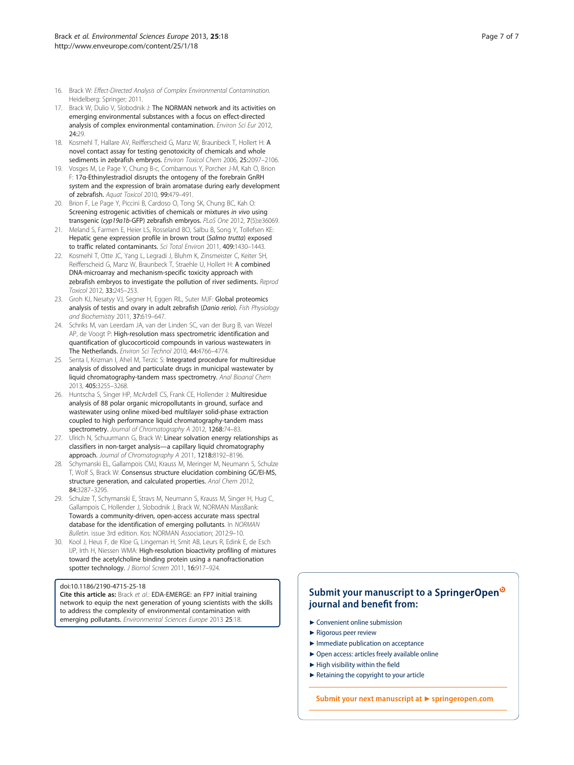16. Brack W: *Effect-Directed Analysis of Complex Environmental Contamination*. Heidelberg: Springer; 2011.
17. Brack W, Dulio V, Slobodnik J: The NORMAN network and its activities on emerging environmental substances with a focus on effect-directed analysis of complex environmental contamination. *Environ Sci Eur* 2012, **24:**29.
18. Kosmehl T, Hallare AV, Reifferscheid G, Manz W, Braunbeck T, Hollert H: A novel contact assay for testing genotoxicity of chemicals and whole sediments in zebrafish embryos. *Environ Toxicol Chem* 2006, **25:**2097–2106.
19. Vosges M, Le Page Y, Chung B-c, Combarnous Y, Porcher J-M, Kah O, Brion F: 17α-Ethinylestradiol disrupts the ontogeny of the forebrain GnRH system and the expression of brain aromatase during early development of zebrafish. *Aquat Toxicol* 2010, **99:**479–491.
20. Brion F, Le Page Y, Piccini B, Cardoso O, Tong SK, Chung BC, Kah O: Screening estrogenic activities of chemicals or mixtures *in vivo* using transgenic (*cyp19a1b*-GFP) zebrafish embryos. *PLoS One* 2012, **7**(5)**:**e36069.
21. Meland S, Farmen E, Heier LS, Rosseland BO, Salbu B, Song Y, Tollefsen KE: Hepatic gene expression profile in brown trout (*Salmo trutta*) exposed to traffic related contaminants. *Sci Total Environ* 2011, **409:**1430–1443.
22. Kosmehl T, Otte JC, Yang L, Legradi J, Bluhm K, Zinsmeister C, Keiter SH, Reifferscheid G, Manz W, Braunbeck T, Straehle U, Hollert H: A combined DNA-microarray and mechanism-specific toxicity approach with zebrafish embryos to investigate the pollution of river sediments. *Reprod Toxicol* 2012, **33:**245–253.
23. Groh KJ, Nesatyy VJ, Segner H, Eggen RIL, Suter MJF: Global proteomics analysis of testis and ovary in adult zebrafish (*Danio rerio*). *Fish Physiology and Biochemistry* 2011, **37:**619–647.
24. Schriks M, van Leerdam JA, van der Linden SC, van der Burg B, van Wezel AP, de Voogt P: High-resolution mass spectrometric identification and quantification of glucocorticoid compounds in various wastewaters in The Netherlands. *Environ Sci Technol* 2010, **44:**4766–4774.
25. Senta I, Krizman I, Ahel M, Terzic S: Integrated procedure for multiresidue analysis of dissolved and particulate drugs in municipal wastewater by liquid chromatography-tandem mass spectrometry. *Anal Bioanal Chem* 2013, **405:**3255–3268.
26. Huntscha S, Singer HP, McArdell CS, Frank CE, Hollender J: Multiresidue analysis of 88 polar organic micropollutants in ground, surface and wastewater using online mixed-bed multilayer solid-phase extraction coupled to high performance liquid chromatography-tandem mass spectrometry. *Journal of Chromatography A* 2012, **1268:**74–83.
27. Ulrich N, Schuurmann G, Brack W: Linear solvation energy relationships as classifiers in non-target analysis—a capillary liquid chromatography approach. *Journal of Chromatography A* 2011, **1218:**8192–8196.
28. Schymanski EL, Gallampois CMJ, Krauss M, Meringer M, Neumann S, Schulze T, Wolf S, Brack W: Consensus structure elucidation combining GC/EI-MS, structure generation, and calculated properties. *Anal Chem* 2012, **84:**3287–3295.
29. Schulze T, Schymanski E, Stravs M, Neumann S, Krauss M, Singer H, Hug C, Gallampois C, Hollender J, Slobodnik J, Brack W, NORMAN MassBank: Towards a community-driven, open-access accurate mass spectral database for the identification of emerging pollutants. In *NORMAN Bulletin.* issue 3rd edition. Kos: NORMAN Association; 2012:9–10.
30. Kool J, Heus F, de Kloe G, Lingeman H, Smit AB, Leurs R, Edink E, de Esch IJP, Irth H, Niessen WMA: High-resolution bioactivity profiling of mixtures toward the acetylcholine binding protein using a nanofractionation spotter technology. *J Biomol Screen* 2011, **16:**917–924.

doi:10.1186/2190-4715-25-18

**Cite this article as:** Brack *et al.*: EDA-EMERGE: an FP7 initial training network to equip the next generation of young scientists with the skills to address the complexity of environmental contamination with emerging pollutants. *Environmental Sciences Europe* 2013 **25**:18.

**Submit your manuscript to a SpringerOpen journal and benefit from:**

- ► Convenient online submission
- ► Rigorous peer review
- ► Immediate publication on acceptance
- ► Open access: articles freely available online
- ► High visibility within the field
- ► Retaining the copyright to your article

**Submit your next manuscript at ► springeropen.com**